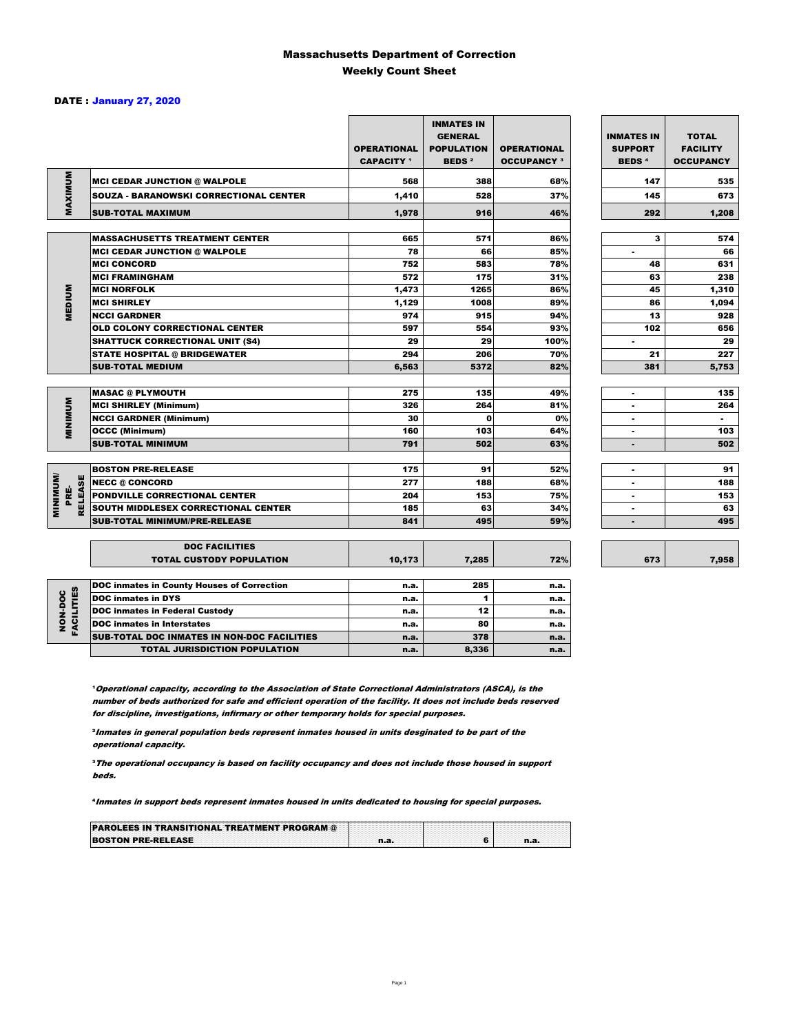# Massachusetts Department of Correction
## Weekly Count Sheet

**DATE : January 27, 2020**

| | | OPERATIONAL CAPACITY [1] | INMATES IN GENERAL POPULATION BEDS [2] | OPERATIONAL OCCUPANCY [3] | INMATES IN SUPPORT BEDS [4] | TOTAL FACILITY OCCUPANCY |
|---|---|---|---|---|---|---|
| MAXIMUM | MCI CEDAR JUNCTION @ WALPOLE | 568 | 388 | 68% | 147 | 535 |
| | SOUZA - BARANOWSKI CORRECTIONAL CENTER | 1,410 | 528 | 37% | 145 | 673 |
| | SUB-TOTAL MAXIMUM | 1,978 | 916 | 46% | 292 | 1,208 |
| MEDIUM | MASSACHUSETTS TREATMENT CENTER | 665 | 571 | 86% | 3 | 574 |
| | MCI CEDAR JUNCTION @ WALPOLE | 78 | 66 | 85% | - | 66 |
| | MCI CONCORD | 752 | 583 | 78% | 48 | 631 |
| | MCI FRAMINGHAM | 572 | 175 | 31% | 63 | 238 |
| | MCI NORFOLK | 1,473 | 1265 | 86% | 45 | 1,310 |
| | MCI SHIRLEY | 1,129 | 1008 | 89% | 86 | 1,094 |
| | NCCI GARDNER | 974 | 915 | 94% | 13 | 928 |
| | OLD COLONY CORRECTIONAL CENTER | 597 | 554 | 93% | 102 | 656 |
| | SHATTUCK CORRECTIONAL UNIT (S4) | 29 | 29 | 100% | - | 29 |
| | STATE HOSPITAL @ BRIDGEWATER | 294 | 206 | 70% | 21 | 227 |
| | SUB-TOTAL MEDIUM | 6,563 | 5372 | 82% | 381 | 5,753 |
| MINIMUM | MASAC @ PLYMOUTH | 275 | 135 | 49% | - | 135 |
| | MCI SHIRLEY (Minimum) | 326 | 264 | 81% | - | 264 |
| | NCCI GARDNER (Minimum) | 30 | 0 | 0% | - | - |
| | OCCC (Minimum) | 160 | 103 | 64% | - | 103 |
| | SUB-TOTAL MINIMUM | 791 | 502 | 63% | - | 502 |
| MINIMUM/ PRE-RELEASE | BOSTON PRE-RELEASE | 175 | 91 | 52% | - | 91 |
| | NECC @ CONCORD | 277 | 188 | 68% | - | 188 |
| | PONDVILLE CORRECTIONAL CENTER | 204 | 153 | 75% | - | 153 |
| | SOUTH MIDDLESEX CORRECTIONAL CENTER | 185 | 63 | 34% | - | 63 |
| | SUB-TOTAL MINIMUM/PRE-RELEASE | 841 | 495 | 59% | - | 495 |
| | DOC FACILITIES TOTAL CUSTODY POPULATION | 10,173 | 7,285 | 72% | 673 | 7,958 |
| NON-DOC FACILITIES | DOC inmates in County Houses of Correction | n.a. | 285 | n.a. | | |
| | DOC inmates in DYS | n.a. | 1 | n.a. | | |
| | DOC inmates in Federal Custody | n.a. | 12 | n.a. | | |
| | DOC inmates in Interstates | n.a. | 80 | n.a. | | |
| | SUB-TOTAL DOC INMATES IN NON-DOC FACILITIES | n.a. | 378 | n.a. | | |
| | TOTAL JURISDICTION POPULATION | n.a. | 8,336 | n.a. | | |

[1] *Operational capacity, according to the Association of State Correctional Administrators (ASCA), is the number of beds authorized for safe and efficient operation of the facility. It does not include beds reserved for discipline, investigations, infirmary or other temporary holds for special purposes.*

[2] *Inmates in general population beds represent inmates housed in units desginated to be part of the operational capacity.*

[3] *The operational occupancy is based on facility occupancy and does not include those housed in support beds.*

[4] *Inmates in support beds represent inmates housed in units dedicated to housing for special purposes.*

| | | | |
|---|---|---|---|
| PAROLEES IN TRANSITIONAL TREATMENT PROGRAM @ BOSTON PRE-RELEASE | n.a. | 6 | n.a. |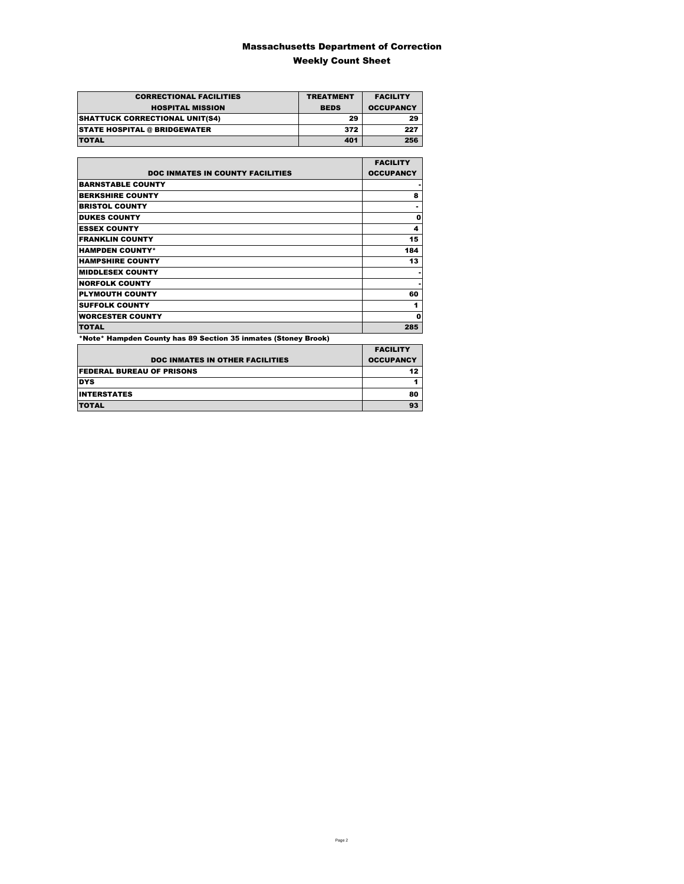# Massachusetts Department of Correction
## Weekly Count Sheet

| CORRECTIONAL FACILITIES<br>HOSPITAL MISSION | TREATMENT<br>BEDS | FACILITY<br>OCCUPANCY |
|---|---|---|
| SHATTUCK CORRECTIONAL UNIT(S4) | 29 | 29 |
| STATE HOSPITAL @ BRIDGEWATER | 372 | 227 |
| TOTAL | 401 | 256 |

| DOC INMATES IN COUNTY FACILITIES | FACILITY<br>OCCUPANCY |
|---|---|
| BARNSTABLE COUNTY | - |
| BERKSHIRE COUNTY | 8 |
| BRISTOL COUNTY | - |
| DUKES COUNTY | 0 |
| ESSEX COUNTY | 4 |
| FRANKLIN COUNTY | 15 |
| HAMPDEN COUNTY* | 184 |
| HAMPSHIRE COUNTY | 13 |
| MIDDLESEX COUNTY | - |
| NORFOLK COUNTY | - |
| PLYMOUTH COUNTY | 60 |
| SUFFOLK COUNTY | 1 |
| WORCESTER COUNTY | 0 |
| TOTAL | 285 |

*Note* Hampden County has 89 Section 35 inmates (Stoney Brook)

| DOC INMATES IN OTHER FACILITIES | FACILITY<br>OCCUPANCY |
|---|---|
| FEDERAL BUREAU OF PRISONS | 12 |
| DYS | 1 |
| INTERSTATES | 80 |
| TOTAL | 93 |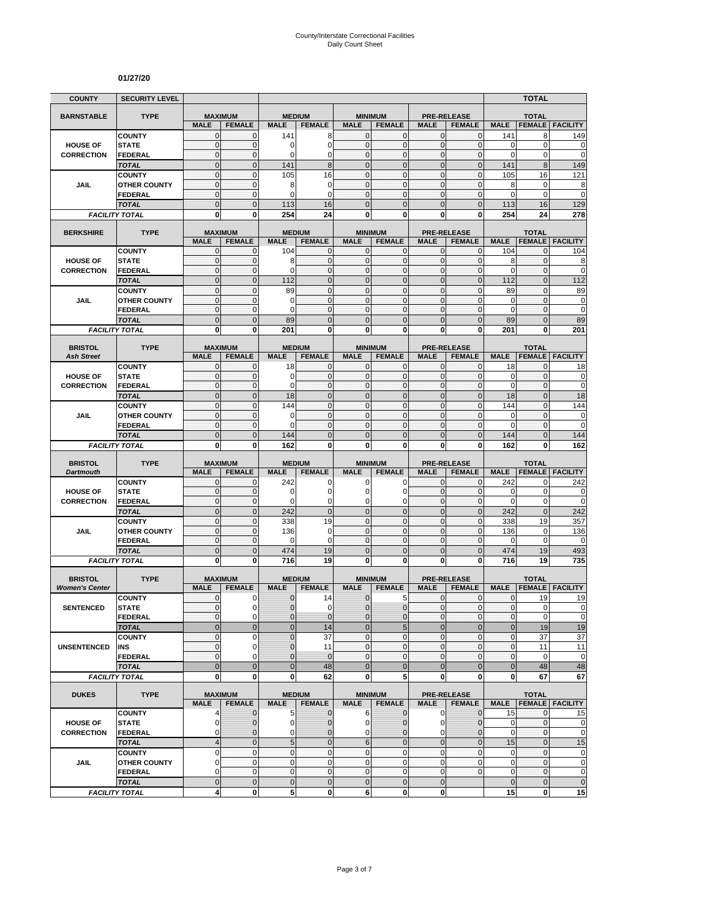County/Interstate Correctional Facilities
Daily Count Sheet

**01/27/20**

| COUNTY | SECURITY LEVEL | | | | | | | | | | TOTAL | |
|---|---|---|---|---|---|---|---|---|---|---|---|---|
| **BARNSTABLE** | **TYPE** | **MAXIMUM** | | **MEDIUM** | | **MINIMUM** | | **PRE-RELEASE** | | **TOTAL** | | |
| | | **MALE** | **FEMALE** | **MALE** | **FEMALE** | **MALE** | **FEMALE** | **MALE** | **FEMALE** | **MALE** | **FEMALE** | **FACILITY** |
| **HOUSE OF CORRECTION** | COUNTY | 0 | 0 | 141 | 8 | 0 | 0 | 0 | 0 | 141 | 8 | 149 |
| | STATE | 0 | 0 | 0 | 0 | 0 | 0 | 0 | 0 | 0 | 0 | 0 |
| | FEDERAL | 0 | 0 | 0 | 0 | 0 | 0 | 0 | 0 | 0 | 0 | 0 |
| | *TOTAL* | 0 | 0 | 141 | 8 | 0 | 0 | 0 | 0 | 141 | 8 | 149 |
| **JAIL** | COUNTY | 0 | 0 | 105 | 16 | 0 | 0 | 0 | 0 | 105 | 16 | 121 |
| | OTHER COUNTY | 0 | 0 | 8 | 0 | 0 | 0 | 0 | 0 | 8 | 0 | 8 |
| | FEDERAL | 0 | 0 | 0 | 0 | 0 | 0 | 0 | 0 | 0 | 0 | 0 |
| | *TOTAL* | 0 | 0 | 113 | 16 | 0 | 0 | 0 | 0 | 113 | 16 | 129 |
| *FACILITY TOTAL* | | **0** | **0** | **254** | **24** | **0** | **0** | **0** | **0** | **254** | **24** | **278** |
| **BERKSHIRE** | **TYPE** | **MAXIMUM** | | **MEDIUM** | | **MINIMUM** | | **PRE-RELEASE** | | **TOTAL** | | |
| | | **MALE** | **FEMALE** | **MALE** | **FEMALE** | **MALE** | **FEMALE** | **MALE** | **FEMALE** | **MALE** | **FEMALE** | **FACILITY** |
| **HOUSE OF CORRECTION** | COUNTY | 0 | 0 | 104 | 0 | 0 | 0 | 0 | 0 | 104 | 0 | 104 |
| | STATE | 0 | 0 | 8 | 0 | 0 | 0 | 0 | 0 | 8 | 0 | 8 |
| | FEDERAL | 0 | 0 | 0 | 0 | 0 | 0 | 0 | 0 | 0 | 0 | 0 |
| | *TOTAL* | 0 | 0 | 112 | 0 | 0 | 0 | 0 | 0 | 112 | 0 | 112 |
| **JAIL** | COUNTY | 0 | 0 | 89 | 0 | 0 | 0 | 0 | 0 | 89 | 0 | 89 |
| | OTHER COUNTY | 0 | 0 | 0 | 0 | 0 | 0 | 0 | 0 | 0 | 0 | 0 |
| | FEDERAL | 0 | 0 | 0 | 0 | 0 | 0 | 0 | 0 | 0 | 0 | 0 |
| | *TOTAL* | 0 | 0 | 89 | 0 | 0 | 0 | 0 | 0 | 89 | 0 | 89 |
| *FACILITY TOTAL* | | **0** | **0** | **201** | **0** | **0** | **0** | **0** | **0** | **201** | **0** | **201** |
| **BRISTOL** *Ash Street* | **TYPE** | **MAXIMUM** | | **MEDIUM** | | **MINIMUM** | | **PRE-RELEASE** | | **TOTAL** | | |
| | | **MALE** | **FEMALE** | **MALE** | **FEMALE** | **MALE** | **FEMALE** | **MALE** | **FEMALE** | **MALE** | **FEMALE** | **FACILITY** |
| **HOUSE OF CORRECTION** | COUNTY | 0 | 0 | 18 | 0 | 0 | 0 | 0 | 0 | 18 | 0 | 18 |
| | STATE | 0 | 0 | 0 | 0 | 0 | 0 | 0 | 0 | 0 | 0 | 0 |
| | FEDERAL | 0 | 0 | 0 | 0 | 0 | 0 | 0 | 0 | 0 | 0 | 0 |
| | *TOTAL* | 0 | 0 | 18 | 0 | 0 | 0 | 0 | 0 | 18 | 0 | 18 |
| **JAIL** | COUNTY | 0 | 0 | 144 | 0 | 0 | 0 | 0 | 0 | 144 | 0 | 144 |
| | OTHER COUNTY | 0 | 0 | 0 | 0 | 0 | 0 | 0 | 0 | 0 | 0 | 0 |
| | FEDERAL | 0 | 0 | 0 | 0 | 0 | 0 | 0 | 0 | 0 | 0 | 0 |
| | *TOTAL* | 0 | 0 | 144 | 0 | 0 | 0 | 0 | 0 | 144 | 0 | 144 |
| *FACILITY TOTAL* | | **0** | **0** | **162** | **0** | **0** | **0** | **0** | **0** | **162** | **0** | **162** |
| **BRISTOL** *Dartmouth* | **TYPE** | **MAXIMUM** | | **MEDIUM** | | **MINIMUM** | | **PRE-RELEASE** | | **TOTAL** | | |
| | | **MALE** | **FEMALE** | **MALE** | **FEMALE** | **MALE** | **FEMALE** | **MALE** | **FEMALE** | **MALE** | **FEMALE** | **FACILITY** |
| **HOUSE OF CORRECTION** | COUNTY | 0 | 0 | 242 | 0 | 0 | 0 | 0 | 0 | 242 | 0 | 242 |
| | STATE | 0 | 0 | 0 | 0 | 0 | 0 | 0 | 0 | 0 | 0 | 0 |
| | FEDERAL | 0 | 0 | 0 | 0 | 0 | 0 | 0 | 0 | 0 | 0 | 0 |
| | *TOTAL* | 0 | 0 | 242 | 0 | 0 | 0 | 0 | 0 | 242 | 0 | 242 |
| **JAIL** | COUNTY | 0 | 0 | 338 | 19 | 0 | 0 | 0 | 0 | 338 | 19 | 357 |
| | OTHER COUNTY | 0 | 0 | 136 | 0 | 0 | 0 | 0 | 0 | 136 | 0 | 136 |
| | FEDERAL | 0 | 0 | 0 | 0 | 0 | 0 | 0 | 0 | 0 | 0 | 0 |
| | *TOTAL* | 0 | 0 | 474 | 19 | 0 | 0 | 0 | 0 | 474 | 19 | 493 |
| *FACILITY TOTAL* | | **0** | **0** | **716** | **19** | **0** | **0** | **0** | **0** | **716** | **19** | **735** |
| **BRISTOL** *Women's Center* | **TYPE** | **MAXIMUM** | | **MEDIUM** | | **MINIMUM** | | **PRE-RELEASE** | | **TOTAL** | | |
| | | **MALE** | **FEMALE** | **MALE** | **FEMALE** | **MALE** | **FEMALE** | **MALE** | **FEMALE** | **MALE** | **FEMALE** | **FACILITY** |
| **SENTENCED** | COUNTY | 0 | 0 | 0 | 14 | 0 | 5 | 0 | 0 | 0 | 19 | 19 |
| | STATE | 0 | 0 | 0 | 0 | 0 | 0 | 0 | 0 | 0 | 0 | 0 |
| | FEDERAL | 0 | 0 | 0 | 0 | 0 | 0 | 0 | 0 | 0 | 0 | 0 |
| | *TOTAL* | 0 | 0 | 0 | 14 | 0 | 5 | 0 | 0 | 0 | 19 | 19 |
| **UNSENTENCED** | COUNTY | 0 | 0 | 0 | 37 | 0 | 0 | 0 | 0 | 0 | 37 | 37 |
| | INS | 0 | 0 | 0 | 11 | 0 | 0 | 0 | 0 | 0 | 11 | 11 |
| | FEDERAL | 0 | 0 | 0 | 0 | 0 | 0 | 0 | 0 | 0 | 0 | 0 |
| | *TOTAL* | 0 | 0 | 0 | 48 | 0 | 0 | 0 | 0 | 0 | 48 | 48 |
| *FACILITY TOTAL* | | **0** | **0** | **0** | **62** | **0** | **5** | **0** | **0** | **0** | **67** | **67** |
| **DUKES** | **TYPE** | **MAXIMUM** | | **MEDIUM** | | **MINIMUM** | | **PRE-RELEASE** | | **TOTAL** | | |
| | | **MALE** | **FEMALE** | **MALE** | **FEMALE** | **MALE** | **FEMALE** | **MALE** | **FEMALE** | **MALE** | **FEMALE** | **FACILITY** |
| **HOUSE OF CORRECTION** | COUNTY | 4 | 0 | 5 | 0 | 6 | 0 | 0 | 0 | 15 | 0 | 15 |
| | STATE | 0 | 0 | 0 | 0 | 0 | 0 | 0 | 0 | 0 | 0 | 0 |
| | FEDERAL | 0 | 0 | 0 | 0 | 0 | 0 | 0 | 0 | 0 | 0 | 0 |
| | *TOTAL* | 4 | 0 | 5 | 0 | 6 | 0 | 0 | 0 | 15 | 0 | 15 |
| **JAIL** | COUNTY | 0 | 0 | 0 | 0 | 0 | 0 | 0 | 0 | 0 | 0 | 0 |
| | OTHER COUNTY | 0 | 0 | 0 | 0 | 0 | 0 | 0 | 0 | 0 | 0 | 0 |
| | FEDERAL | 0 | 0 | 0 | 0 | 0 | 0 | 0 | 0 | 0 | 0 | 0 |
| | *TOTAL* | 0 | 0 | 0 | 0 | 0 | 0 | 0 | | 0 | 0 | 0 |
| *FACILITY TOTAL* | | **4** | **0** | **5** | **0** | **6** | **0** | **0** | | **15** | **0** | **15** |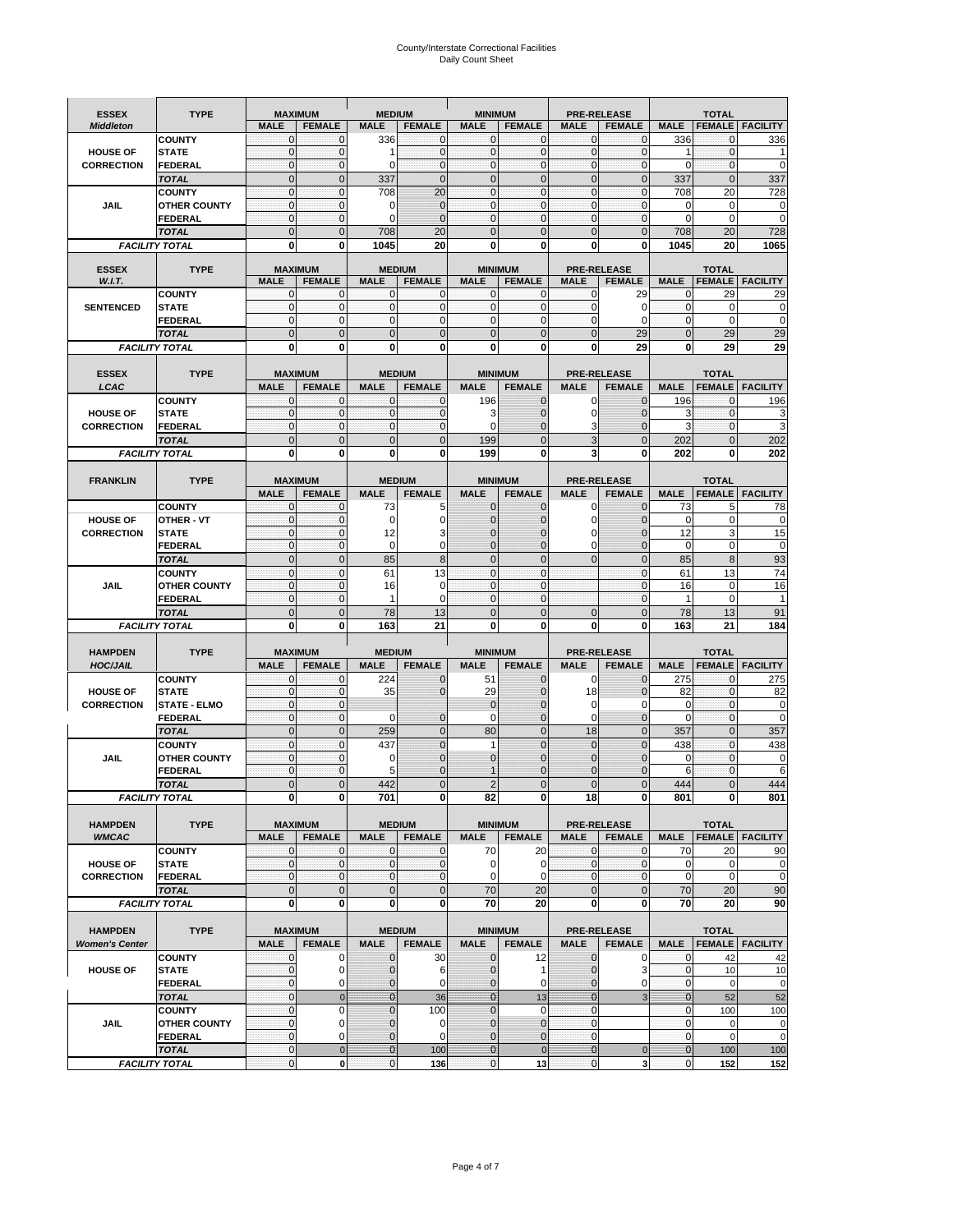# County/Interstate Correctional Facilities
Daily Count Sheet

| ESSEX *Middleton* | TYPE | MAXIMUM MALE | MAXIMUM FEMALE | MEDIUM MALE | MEDIUM FEMALE | MINIMUM MALE | MINIMUM FEMALE | PRE-RELEASE MALE | PRE-RELEASE FEMALE | TOTAL MALE | TOTAL FEMALE | TOTAL FACILITY |
|---|---|---|---|---|---|---|---|---|---|---|---|---|
| HOUSE OF CORRECTION | COUNTY | 0 | 0 | 336 | 0 | 0 | 0 | 0 | 0 | 336 | 0 | 336 |
| | STATE | 0 | 0 | 1 | 0 | 0 | 0 | 0 | 0 | 1 | 0 | 1 |
| | FEDERAL | 0 | 0 | 0 | 0 | 0 | 0 | 0 | 0 | 0 | 0 | 0 |
| | *TOTAL* | 0 | 0 | 337 | 0 | 0 | 0 | 0 | 0 | 337 | 0 | 337 |
| JAIL | COUNTY | 0 | 0 | 708 | 20 | 0 | 0 | 0 | 0 | 708 | 20 | 728 |
| | OTHER COUNTY | 0 | 0 | 0 | 0 | 0 | 0 | 0 | 0 | 0 | 0 | 0 |
| | FEDERAL | 0 | 0 | 0 | 0 | 0 | 0 | 0 | 0 | 0 | 0 | 0 |
| | *TOTAL* | 0 | 0 | 708 | 20 | 0 | 0 | 0 | 0 | 708 | 20 | 728 |
| *FACILITY TOTAL* | | **0** | **0** | **1045** | **20** | **0** | **0** | **0** | **0** | **1045** | **20** | **1065** |

| ESSEX *W.I.T.* | TYPE | MAXIMUM MALE | MAXIMUM FEMALE | MEDIUM MALE | MEDIUM FEMALE | MINIMUM MALE | MINIMUM FEMALE | PRE-RELEASE MALE | PRE-RELEASE FEMALE | TOTAL MALE | TOTAL FEMALE | TOTAL FACILITY |
|---|---|---|---|---|---|---|---|---|---|---|---|---|
| SENTENCED | COUNTY | 0 | 0 | 0 | 0 | 0 | 0 | 0 | 29 | 0 | 29 | 29 |
| | STATE | 0 | 0 | 0 | 0 | 0 | 0 | 0 | 0 | 0 | 0 | 0 |
| | FEDERAL | 0 | 0 | 0 | 0 | 0 | 0 | 0 | 0 | 0 | 0 | 0 |
| | *TOTAL* | 0 | 0 | 0 | 0 | 0 | 0 | 0 | 29 | 0 | 29 | 29 |
| *FACILITY TOTAL* | | **0** | **0** | **0** | **0** | **0** | **0** | **0** | **29** | **0** | **29** | **29** |

| ESSEX *LCAC* | TYPE | MAXIMUM MALE | MAXIMUM FEMALE | MEDIUM MALE | MEDIUM FEMALE | MINIMUM MALE | MINIMUM FEMALE | PRE-RELEASE MALE | PRE-RELEASE FEMALE | TOTAL MALE | TOTAL FEMALE | TOTAL FACILITY |
|---|---|---|---|---|---|---|---|---|---|---|---|---|
| HOUSE OF CORRECTION | COUNTY | 0 | 0 | 0 | 0 | 196 | 0 | 0 | 0 | 196 | 0 | 196 |
| | STATE | 0 | 0 | 0 | 0 | 3 | 0 | 0 | 0 | 3 | 0 | 3 |
| | FEDERAL | 0 | 0 | 0 | 0 | 0 | 0 | 3 | 0 | 3 | 0 | 3 |
| | *TOTAL* | 0 | 0 | 0 | 0 | 199 | 0 | 3 | 0 | 202 | 0 | 202 |
| *FACILITY TOTAL* | | **0** | **0** | **0** | **0** | **199** | **0** | **3** | **0** | **202** | **0** | **202** |

| FRANKLIN | TYPE | MAXIMUM MALE | MAXIMUM FEMALE | MEDIUM MALE | MEDIUM FEMALE | MINIMUM MALE | MINIMUM FEMALE | PRE-RELEASE MALE | PRE-RELEASE FEMALE | TOTAL MALE | TOTAL FEMALE | TOTAL FACILITY |
|---|---|---|---|---|---|---|---|---|---|---|---|---|
| HOUSE OF CORRECTION | COUNTY | 0 | 0 | 73 | 5 | 0 | 0 | 0 | 0 | 73 | 5 | 78 |
| | OTHER - VT | 0 | 0 | 0 | 0 | 0 | 0 | 0 | 0 | 0 | 0 | 0 |
| | STATE | 0 | 0 | 12 | 3 | 0 | 0 | 0 | 0 | 12 | 3 | 15 |
| | FEDERAL | 0 | 0 | 0 | 0 | 0 | 0 | 0 | 0 | 0 | 0 | 0 |
| | *TOTAL* | 0 | 0 | 85 | 8 | 0 | 0 | 0 | 0 | 85 | 8 | 93 |
| JAIL | COUNTY | 0 | 0 | 61 | 13 | 0 | 0 | | 0 | 61 | 13 | 74 |
| | OTHER COUNTY | 0 | 0 | 16 | 0 | 0 | 0 | | 0 | 16 | 0 | 16 |
| | FEDERAL | 0 | 0 | 1 | 0 | 0 | 0 | | 0 | 1 | 0 | 1 |
| | *TOTAL* | 0 | 0 | 78 | 13 | 0 | 0 | 0 | 0 | 78 | 13 | 91 |
| *FACILITY TOTAL* | | **0** | **0** | **163** | **21** | **0** | **0** | **0** | **0** | **163** | **21** | **184** |

| HAMPDEN *HOC/JAIL* | TYPE | MAXIMUM MALE | MAXIMUM FEMALE | MEDIUM MALE | MEDIUM FEMALE | MINIMUM MALE | MINIMUM FEMALE | PRE-RELEASE MALE | PRE-RELEASE FEMALE | TOTAL MALE | TOTAL FEMALE | TOTAL FACILITY |
|---|---|---|---|---|---|---|---|---|---|---|---|---|
| HOUSE OF CORRECTION | COUNTY | 0 | 0 | 224 | 0 | 51 | 0 | 0 | 0 | 275 | 0 | 275 |
| | STATE | 0 | 0 | 35 | 0 | 29 | 0 | 18 | 0 | 82 | 0 | 82 |
| | STATE - ELMO | 0 | 0 | | | 0 | 0 | 0 | 0 | 0 | 0 | 0 |
| | FEDERAL | 0 | 0 | 0 | 0 | 0 | 0 | 0 | 0 | 0 | 0 | 0 |
| | *TOTAL* | 0 | 0 | 259 | 0 | 80 | 0 | 18 | 0 | 357 | 0 | 357 |
| JAIL | COUNTY | 0 | 0 | 437 | 0 | 1 | 0 | 0 | 0 | 438 | 0 | 438 |
| | OTHER COUNTY | 0 | 0 | 0 | 0 | 0 | 0 | 0 | 0 | 0 | 0 | 0 |
| | FEDERAL | 0 | 0 | 5 | 0 | 1 | 0 | 0 | 0 | 6 | 0 | 6 |
| | *TOTAL* | 0 | 0 | 442 | 0 | 2 | 0 | 0 | 0 | 444 | 0 | 444 |
| *FACILITY TOTAL* | | **0** | **0** | **701** | **0** | **82** | **0** | **18** | **0** | **801** | **0** | **801** |

| HAMPDEN *WMCAC* | TYPE | MAXIMUM MALE | MAXIMUM FEMALE | MEDIUM MALE | MEDIUM FEMALE | MINIMUM MALE | MINIMUM FEMALE | PRE-RELEASE MALE | PRE-RELEASE FEMALE | TOTAL MALE | TOTAL FEMALE | TOTAL FACILITY |
|---|---|---|---|---|---|---|---|---|---|---|---|---|
| HOUSE OF CORRECTION | COUNTY | 0 | 0 | 0 | 0 | 70 | 20 | 0 | 0 | 70 | 20 | 90 |
| | STATE | 0 | 0 | 0 | 0 | 0 | 0 | 0 | 0 | 0 | 0 | 0 |
| | FEDERAL | 0 | 0 | 0 | 0 | 0 | 0 | 0 | 0 | 0 | 0 | 0 |
| | *TOTAL* | 0 | 0 | 0 | 0 | 70 | 20 | 0 | 0 | 70 | 20 | 90 |
| *FACILITY TOTAL* | | **0** | **0** | **0** | **0** | **70** | **20** | **0** | **0** | **70** | **20** | **90** |

| HAMPDEN *Women's Center* | TYPE | MAXIMUM MALE | MAXIMUM FEMALE | MEDIUM MALE | MEDIUM FEMALE | MINIMUM MALE | MINIMUM FEMALE | PRE-RELEASE MALE | PRE-RELEASE FEMALE | TOTAL MALE | TOTAL FEMALE | TOTAL FACILITY |
|---|---|---|---|---|---|---|---|---|---|---|---|---|
| HOUSE OF | COUNTY | 0 | 0 | 0 | 30 | 0 | 12 | 0 | 0 | 0 | 42 | 42 |
| | STATE | 0 | 0 | 0 | 6 | 0 | 1 | 0 | 3 | 0 | 10 | 10 |
| | FEDERAL | 0 | 0 | 0 | 0 | 0 | 0 | 0 | 0 | 0 | 0 | 0 |
| | *TOTAL* | 0 | 0 | 0 | 36 | 0 | 13 | 0 | 3 | 0 | 52 | 52 |
| JAIL | COUNTY | 0 | 0 | 0 | 100 | 0 | 0 | 0 | | 0 | 100 | 100 |
| | OTHER COUNTY | 0 | 0 | 0 | 0 | 0 | 0 | 0 | | 0 | 0 | 0 |
| | FEDERAL | 0 | 0 | 0 | 0 | 0 | 0 | 0 | | 0 | 0 | 0 |
| | *TOTAL* | 0 | 0 | 0 | 100 | 0 | 0 | 0 | 0 | 0 | 100 | 100 |
| *FACILITY TOTAL* | | 0 | **0** | 0 | **136** | 0 | **13** | 0 | **3** | 0 | **152** | **152** |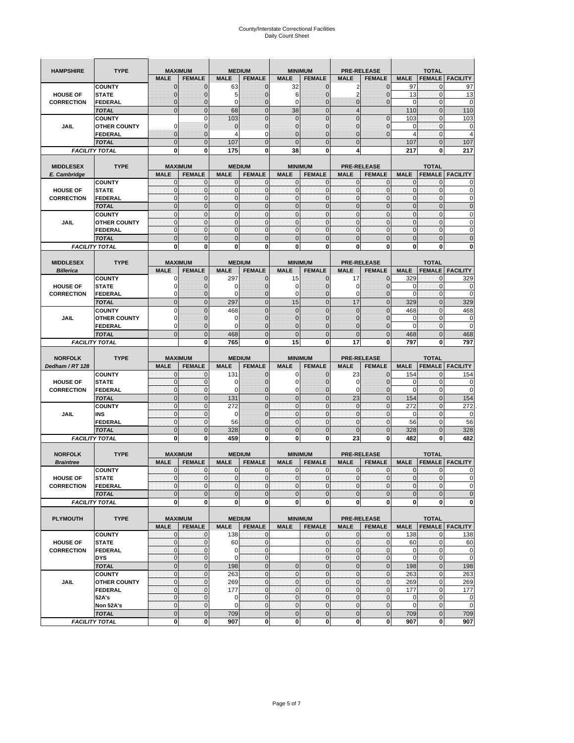# County/Interstate Correctional Facilities
Daily Count Sheet

| HAMPSHIRE | TYPE | MAXIMUM | | MEDIUM | | MINIMUM | | PRE-RELEASE | | TOTAL | | |
|---|---|---|---|---|---|---|---|---|---|---|---|---|
| | | MALE | FEMALE | MALE | FEMALE | MALE | FEMALE | MALE | FEMALE | MALE | FEMALE | FACILITY |
| HOUSE OF CORRECTION | COUNTY | 0 | 0 | 63 | 0 | 32 | 0 | 2 | 0 | 97 | 0 | 97 |
| | STATE | 0 | 0 | 5 | 0 | 6 | 0 | 2 | 0 | 13 | 0 | 13 |
| | FEDERAL | 0 | 0 | 0 | 0 | 0 | 0 | 0 | 0 | 0 | 0 | 0 |
| | TOTAL | 0 | 0 | 68 | 0 | 38 | 0 | 4 | | 110 | 0 | 110 |
| JAIL | COUNTY | | 0 | 103 | 0 | 0 | 0 | 0 | 0 | 103 | 0 | 103 |
| | OTHER COUNTY | 0 | 0 | 0 | 0 | 0 | 0 | 0 | 0 | 0 | 0 | 0 |
| | FEDERAL | 0 | 0 | 4 | 0 | 0 | 0 | 0 | 0 | 4 | 0 | 4 |
| | TOTAL | 0 | 0 | 107 | 0 | 0 | 0 | 0 | | 107 | 0 | 107 |
| FACILITY TOTAL | | 0 | 0 | 175 | 0 | 38 | 0 | 4 | | 217 | 0 | 217 |

| MIDDLESEX E. Cambridge | TYPE | MAXIMUM | | MEDIUM | | MINIMUM | | PRE-RELEASE | | TOTAL | | |
|---|---|---|---|---|---|---|---|---|---|---|---|---|
| | | MALE | FEMALE | MALE | FEMALE | MALE | FEMALE | MALE | FEMALE | MALE | FEMALE | FACILITY |
| HOUSE OF CORRECTION | COUNTY | 0 | 0 | 0 | 0 | 0 | 0 | 0 | 0 | 0 | 0 | 0 |
| | STATE | 0 | 0 | 0 | 0 | 0 | 0 | 0 | 0 | 0 | 0 | 0 |
| | FEDERAL | 0 | 0 | 0 | 0 | 0 | 0 | 0 | 0 | 0 | 0 | 0 |
| | TOTAL | 0 | 0 | 0 | 0 | 0 | 0 | 0 | 0 | 0 | 0 | 0 |
| JAIL | COUNTY | 0 | 0 | 0 | 0 | 0 | 0 | 0 | 0 | 0 | 0 | 0 |
| | OTHER COUNTY | 0 | 0 | 0 | 0 | 0 | 0 | 0 | 0 | 0 | 0 | 0 |
| | FEDERAL | 0 | 0 | 0 | 0 | 0 | 0 | 0 | 0 | 0 | 0 | 0 |
| | TOTAL | 0 | 0 | 0 | 0 | 0 | 0 | 0 | 0 | 0 | 0 | 0 |
| FACILITY TOTAL | | 0 | 0 | 0 | 0 | 0 | 0 | 0 | 0 | 0 | 0 | 0 |

| MIDDLESEX Billerica | TYPE | MAXIMUM | | MEDIUM | | MINIMUM | | PRE-RELEASE | | TOTAL | | |
|---|---|---|---|---|---|---|---|---|---|---|---|---|
| | | MALE | FEMALE | MALE | FEMALE | MALE | FEMALE | MALE | FEMALE | MALE | FEMALE | FACILITY |
| HOUSE OF CORRECTION | COUNTY | 0 | 0 | 297 | 0 | 15 | 0 | 17 | 0 | 329 | 0 | 329 |
| | STATE | 0 | 0 | 0 | 0 | 0 | 0 | 0 | 0 | 0 | 0 | 0 |
| | FEDERAL | 0 | 0 | 0 | 0 | 0 | 0 | 0 | 0 | 0 | 0 | 0 |
| | TOTAL | 0 | 0 | 297 | 0 | 15 | 0 | 17 | 0 | 329 | 0 | 329 |
| JAIL | COUNTY | 0 | 0 | 468 | 0 | 0 | 0 | 0 | 0 | 468 | 0 | 468 |
| | OTHER COUNTY | 0 | 0 | 0 | 0 | 0 | 0 | 0 | 0 | 0 | 0 | 0 |
| | FEDERAL | 0 | 0 | 0 | 0 | 0 | 0 | 0 | 0 | 0 | 0 | 0 |
| | TOTAL | 0 | 0 | 468 | 0 | 0 | 0 | 0 | 0 | 468 | 0 | 468 |
| FACILITY TOTAL | | | 0 | 765 | 0 | 15 | 0 | 17 | 0 | 797 | 0 | 797 |

| NORFOLK Dedham / RT 128 | TYPE | MAXIMUM | | MEDIUM | | MINIMUM | | PRE-RELEASE | | TOTAL | | |
|---|---|---|---|---|---|---|---|---|---|---|---|---|
| | | MALE | FEMALE | MALE | FEMALE | MALE | FEMALE | MALE | FEMALE | MALE | FEMALE | FACILITY |
| HOUSE OF CORRECTION | COUNTY | 0 | 0 | 131 | 0 | 0 | 0 | 23 | 0 | 154 | 0 | 154 |
| | STATE | 0 | 0 | 0 | 0 | 0 | 0 | 0 | 0 | 0 | 0 | 0 |
| | FEDERAL | 0 | 0 | 0 | 0 | 0 | 0 | 0 | 0 | 0 | 0 | 0 |
| | TOTAL | 0 | 0 | 131 | 0 | 0 | 0 | 23 | 0 | 154 | 0 | 154 |
| JAIL | COUNTY | 0 | 0 | 272 | 0 | 0 | 0 | 0 | 0 | 272 | 0 | 272 |
| | INS | 0 | 0 | 0 | 0 | 0 | 0 | 0 | 0 | 0 | 0 | 0 |
| | FEDERAL | 0 | 0 | 56 | 0 | 0 | 0 | 0 | 0 | 56 | 0 | 56 |
| | TOTAL | 0 | 0 | 328 | 0 | 0 | 0 | 0 | 0 | 328 | 0 | 328 |
| FACILITY TOTAL | | 0 | 0 | 459 | 0 | 0 | 0 | 23 | 0 | 482 | 0 | 482 |

| NORFOLK Braintree | TYPE | MAXIMUM | | MEDIUM | | MINIMUM | | PRE-RELEASE | | TOTAL | | |
|---|---|---|---|---|---|---|---|---|---|---|---|---|
| | | MALE | FEMALE | MALE | FEMALE | MALE | FEMALE | MALE | FEMALE | MALE | FEMALE | FACILITY |
| HOUSE OF CORRECTION | COUNTY | 0 | 0 | 0 | 0 | 0 | 0 | 0 | 0 | 0 | 0 | 0 |
| | STATE | 0 | 0 | 0 | 0 | 0 | 0 | 0 | 0 | 0 | 0 | 0 |
| | FEDERAL | 0 | 0 | 0 | 0 | 0 | 0 | 0 | 0 | 0 | 0 | 0 |
| | TOTAL | 0 | 0 | 0 | 0 | 0 | 0 | 0 | 0 | 0 | 0 | 0 |
| FACILITY TOTAL | | 0 | 0 | 0 | 0 | 0 | 0 | 0 | 0 | 0 | 0 | 0 |

| PLYMOUTH | TYPE | MAXIMUM | | MEDIUM | | MINIMUM | | PRE-RELEASE | | TOTAL | | |
|---|---|---|---|---|---|---|---|---|---|---|---|---|
| | | MALE | FEMALE | MALE | FEMALE | MALE | FEMALE | MALE | FEMALE | MALE | FEMALE | FACILITY |
| HOUSE OF CORRECTION | COUNTY | 0 | 0 | 138 | 0 | | 0 | 0 | 0 | 138 | 0 | 138 |
| | STATE | 0 | 0 | 60 | 0 | | 0 | 0 | 0 | 60 | 0 | 60 |
| | FEDERAL | 0 | 0 | 0 | 0 | | 0 | 0 | 0 | 0 | 0 | 0 |
| | DYS | 0 | 0 | 0 | 0 | | 0 | 0 | 0 | 0 | 0 | 0 |
| | TOTAL | 0 | 0 | 198 | 0 | 0 | 0 | 0 | 0 | 198 | 0 | 198 |
| JAIL | COUNTY | 0 | 0 | 263 | 0 | 0 | 0 | 0 | 0 | 263 | 0 | 263 |
| | OTHER COUNTY | 0 | 0 | 269 | 0 | 0 | 0 | 0 | 0 | 269 | 0 | 269 |
| | FEDERAL | 0 | 0 | 177 | 0 | 0 | 0 | 0 | 0 | 177 | 0 | 177 |
| | 52A's | 0 | 0 | 0 | 0 | 0 | 0 | 0 | 0 | 0 | 0 | 0 |
| | Non 52A's | 0 | 0 | 0 | 0 | 0 | 0 | 0 | 0 | 0 | 0 | 0 |
| | TOTAL | 0 | 0 | 709 | 0 | 0 | 0 | 0 | 0 | 709 | 0 | 709 |
| FACILITY TOTAL | | 0 | 0 | 907 | 0 | 0 | 0 | 0 | 0 | 907 | 0 | 907 |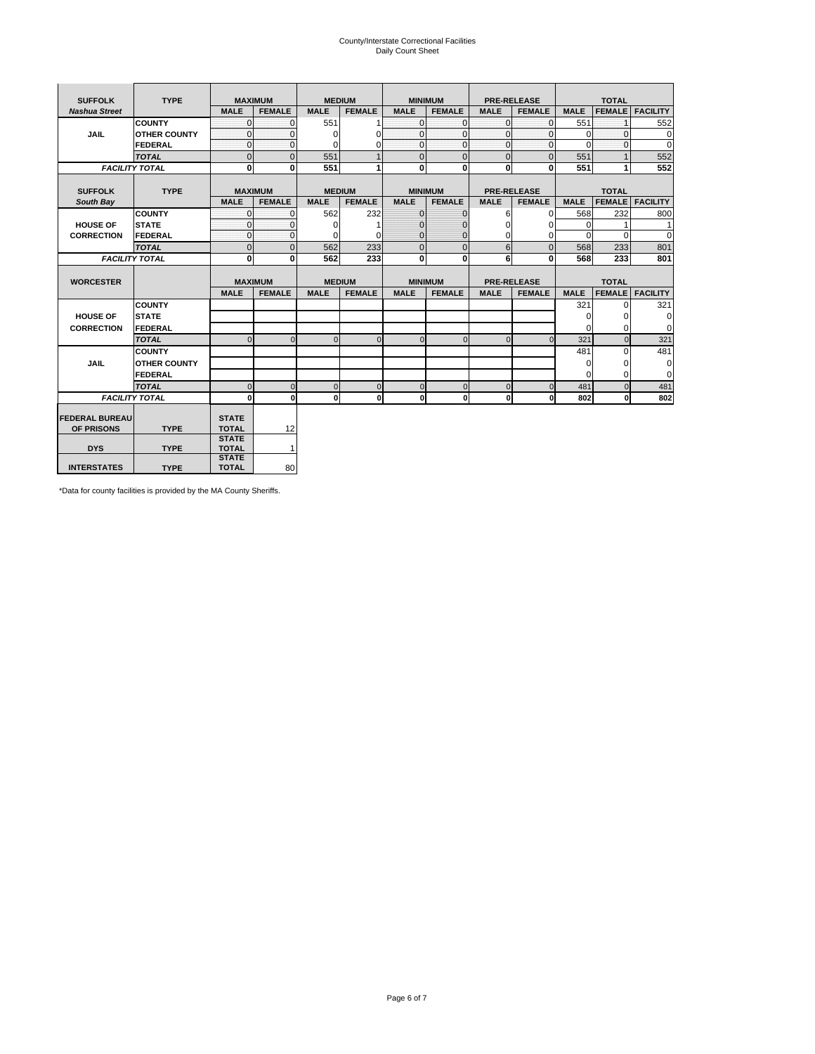County/Interstate Correctional Facilities
Daily Count Sheet

| SUFFOLK | TYPE | MAXIMUM | | MEDIUM | | MINIMUM | | PRE-RELEASE | | TOTAL | | |
|---|---|---|---|---|---|---|---|---|---|---|---|---|
| *Nashua Street* | | MALE | FEMALE | MALE | FEMALE | MALE | FEMALE | MALE | FEMALE | MALE | FEMALE | FACILITY |
| JAIL | COUNTY | 0 | 0 | 551 | 1 | 0 | 0 | 0 | 0 | 551 | 1 | 552 |
| | OTHER COUNTY | 0 | 0 | 0 | 0 | 0 | 0 | 0 | 0 | 0 | 0 | 0 |
| | FEDERAL | 0 | 0 | 0 | 0 | 0 | 0 | 0 | 0 | 0 | 0 | 0 |
| | *TOTAL* | 0 | 0 | 551 | 1 | 0 | 0 | 0 | 0 | 551 | 1 | 552 |
| *FACILITY TOTAL* | | **0** | **0** | **551** | **1** | **0** | **0** | **0** | **0** | **551** | **1** | **552** |

| SUFFOLK | TYPE | MAXIMUM | | MEDIUM | | MINIMUM | | PRE-RELEASE | | TOTAL | | |
|---|---|---|---|---|---|---|---|---|---|---|---|---|
| *South Bay* | | MALE | FEMALE | MALE | FEMALE | MALE | FEMALE | MALE | FEMALE | MALE | FEMALE | FACILITY |
| HOUSE OF CORRECTION | COUNTY | 0 | 0 | 562 | 232 | 0 | 0 | 6 | 0 | 568 | 232 | 800 |
| | STATE | 0 | 0 | 0 | 1 | 0 | 0 | 0 | 0 | 0 | 1 | 1 |
| | FEDERAL | 0 | 0 | 0 | 0 | 0 | 0 | 0 | 0 | 0 | 0 | 0 |
| | *TOTAL* | 0 | 0 | 562 | 233 | 0 | 0 | 6 | 0 | 568 | 233 | 801 |
| *FACILITY TOTAL* | | **0** | **0** | **562** | **233** | **0** | **0** | **6** | **0** | **568** | **233** | **801** |

| WORCESTER | | MAXIMUM | | MEDIUM | | MINIMUM | | PRE-RELEASE | | TOTAL | | |
|---|---|---|---|---|---|---|---|---|---|---|---|---|
| | | MALE | FEMALE | MALE | FEMALE | MALE | FEMALE | MALE | FEMALE | MALE | FEMALE | FACILITY |
| HOUSE OF CORRECTION | COUNTY | | | | | | | | | 321 | 0 | 321 |
| | STATE | | | | | | | | | 0 | 0 | 0 |
| | FEDERAL | | | | | | | | | 0 | 0 | 0 |
| | *TOTAL* | 0 | 0 | 0 | 0 | 0 | 0 | 0 | 0 | 321 | 0 | 321 |
| JAIL | COUNTY | | | | | | | | | 481 | 0 | 481 |
| | OTHER COUNTY | | | | | | | | | 0 | 0 | 0 |
| | FEDERAL | | | | | | | | | 0 | 0 | 0 |
| | *TOTAL* | 0 | 0 | 0 | 0 | 0 | 0 | 0 | 0 | 481 | 0 | 481 |
| *FACILITY TOTAL* | | **0** | **0** | **0** | **0** | **0** | **0** | **0** | **0** | **802** | **0** | **802** |

| | | | |
|---|---|---|---|
| FEDERAL BUREAU OF PRISONS | TYPE | STATE TOTAL | 12 |
| DYS | TYPE | STATE TOTAL | 1 |
| INTERSTATES | TYPE | STATE TOTAL | 80 |

*Data for county facilities is provided by the MA County Sheriffs.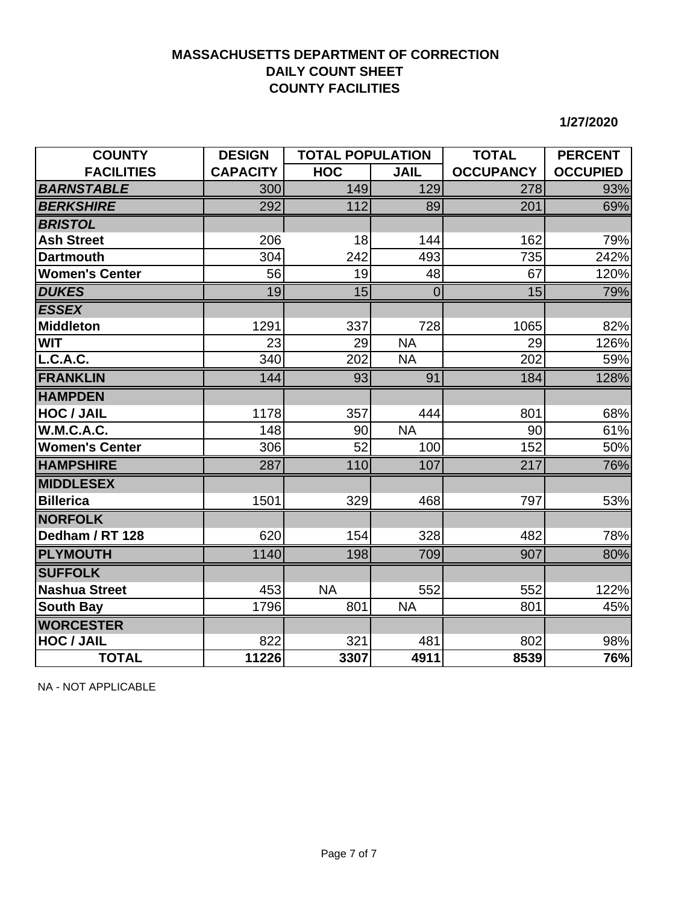# MASSACHUSETTS DEPARTMENT OF CORRECTION
# DAILY COUNT SHEET
# COUNTY FACILITIES

**1/27/2020**

| COUNTY FACILITIES | DESIGN CAPACITY | TOTAL POPULATION | | TOTAL OCCUPANCY | PERCENT OCCUPIED |
|---|---|---|---|---|---|
| | | HOC | JAIL | | |
| ***BARNSTABLE*** | 300 | 149 | 129 | 278 | 93% |
| ***BERKSHIRE*** | 292 | 112 | 89 | 201 | 69% |
| ***BRISTOL*** | | | | | |
| **Ash Street** | 206 | 18 | 144 | 162 | 79% |
| **Dartmouth** | 304 | 242 | 493 | 735 | 242% |
| **Women's Center** | 56 | 19 | 48 | 67 | 120% |
| ***DUKES*** | 19 | 15 | 0 | 15 | 79% |
| ***ESSEX*** | | | | | |
| **Middleton** | 1291 | 337 | 728 | 1065 | 82% |
| **WIT** | 23 | 29 | NA | 29 | 126% |
| **L.C.A.C.** | 340 | 202 | NA | 202 | 59% |
| **FRANKLIN** | 144 | 93 | 91 | 184 | 128% |
| **HAMPDEN** | | | | | |
| **HOC / JAIL** | 1178 | 357 | 444 | 801 | 68% |
| **W.M.C.A.C.** | 148 | 90 | NA | 90 | 61% |
| **Women's Center** | 306 | 52 | 100 | 152 | 50% |
| **HAMPSHIRE** | 287 | 110 | 107 | 217 | 76% |
| **MIDDLESEX** | | | | | |
| **Billerica** | 1501 | 329 | 468 | 797 | 53% |
| **NORFOLK** | | | | | |
| **Dedham / RT 128** | 620 | 154 | 328 | 482 | 78% |
| **PLYMOUTH** | 1140 | 198 | 709 | 907 | 80% |
| **SUFFOLK** | | | | | |
| **Nashua Street** | 453 | NA | 552 | 552 | 122% |
| **South Bay** | 1796 | 801 | NA | 801 | 45% |
| **WORCESTER** | | | | | |
| **HOC / JAIL** | 822 | 321 | 481 | 802 | 98% |
| **TOTAL** | **11226** | **3307** | **4911** | **8539** | **76%** |

NA - NOT APPLICABLE